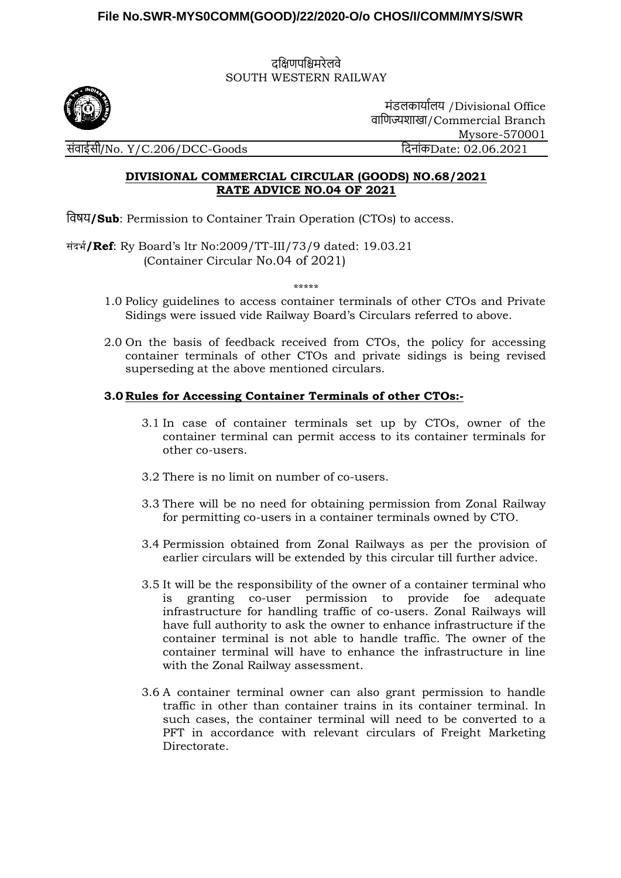File No.SWR-MYS0COMM(GOOD)/22/2020-O/o CHOS/I/COMM/MYS/SWR

दक्षिणपश्चिमरेलवे
SOUTH WESTERN RAILWAY

मंडलकार्यालय /Divisional Office
वाणिज्यशाखा/Commercial Branch
Mysore-570001

संवाईसी/No. Y/C.206/DCC-Goods
दिनांकDate: 02.06.2021

**DIVISIONAL COMMERCIAL CIRCULAR (GOODS) NO.68/2021**
**RATE ADVICE NO.04 OF 2021**

विषय**/Sub**: Permission to Container Train Operation (CTOs) to access.

संदर्भ**/Ref**: Ry Board's ltr No:2009/TT-III/73/9 dated: 19.03.21
(Container Circular No.04 of 2021)

\*\*\*\*\*

1.0 Policy guidelines to access container terminals of other CTOs and Private Sidings were issued vide Railway Board's Circulars referred to above.

2.0 On the basis of feedback received from CTOs, the policy for accessing container terminals of other CTOs and private sidings is being revised superseding at the above mentioned circulars.

**3.0 Rules for Accessing Container Terminals of other CTOs:-**

3.1 In case of container terminals set up by CTOs, owner of the container terminal can permit access to its container terminals for other co-users.

3.2 There is no limit on number of co-users.

3.3 There will be no need for obtaining permission from Zonal Railway for permitting co-users in a container terminals owned by CTO.

3.4 Permission obtained from Zonal Railways as per the provision of earlier circulars will be extended by this circular till further advice.

3.5 It will be the responsibility of the owner of a container terminal who is granting co-user permission to provide foe adequate infrastructure for handling traffic of co-users. Zonal Railways will have full authority to ask the owner to enhance infrastructure if the container terminal is not able to handle traffic. The owner of the container terminal will have to enhance the infrastructure in line with the Zonal Railway assessment.

3.6 A container terminal owner can also grant permission to handle traffic in other than container trains in its container terminal. In such cases, the container terminal will need to be converted to a PFT in accordance with relevant circulars of Freight Marketing Directorate.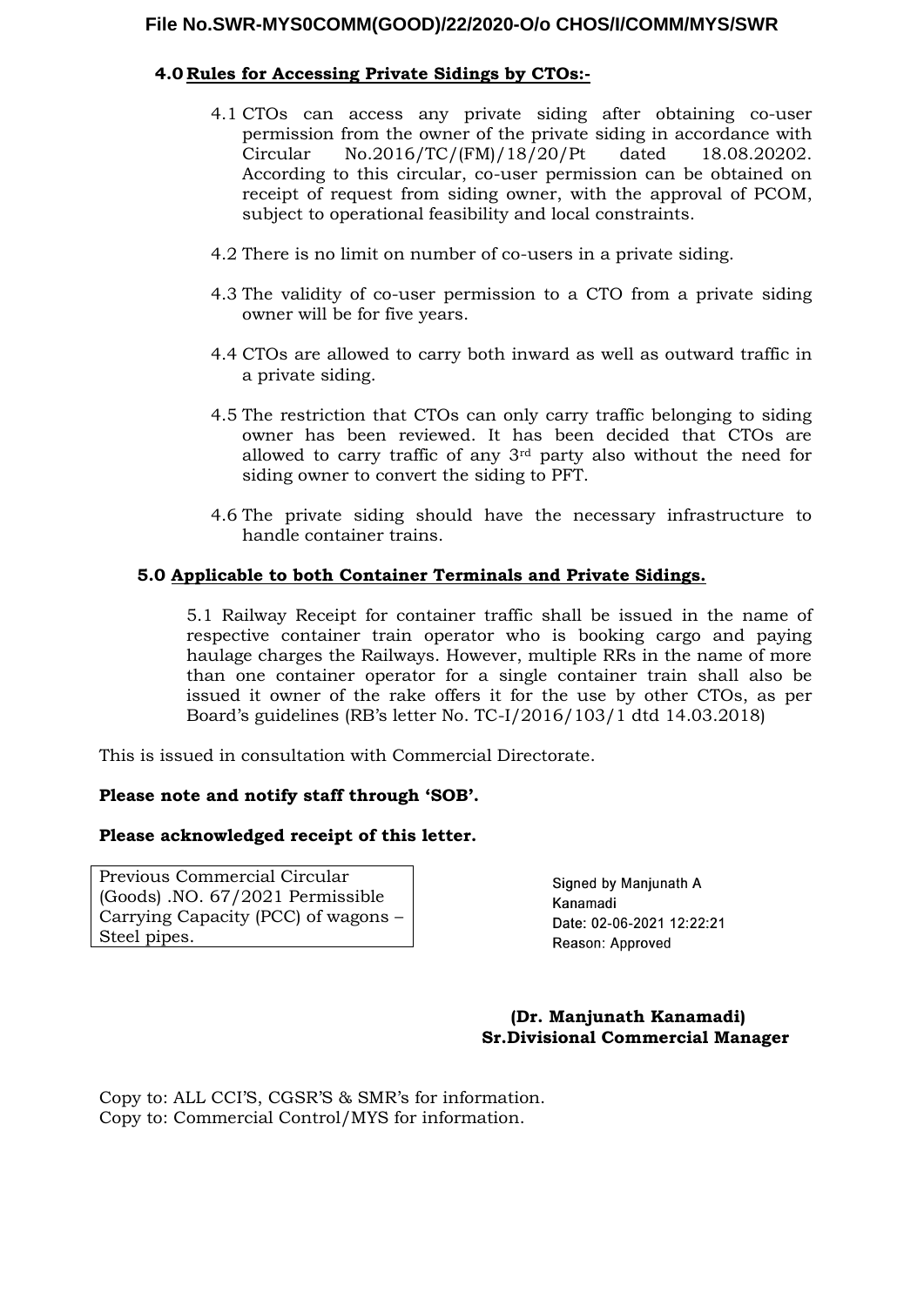File No.SWR-MYS0COMM(GOOD)/22/2020-O/o CHOS/I/COMM/MYS/SWR

## 4.0 Rules for Accessing Private Sidings by CTOs:-

4.1 CTOs can access any private siding after obtaining co-user permission from the owner of the private siding in accordance with Circular No.2016/TC/(FM)/18/20/Pt dated 18.08.20202. According to this circular, co-user permission can be obtained on receipt of request from siding owner, with the approval of PCOM, subject to operational feasibility and local constraints.

4.2 There is no limit on number of co-users in a private siding.

4.3 The validity of co-user permission to a CTO from a private siding owner will be for five years.

4.4 CTOs are allowed to carry both inward as well as outward traffic in a private siding.

4.5 The restriction that CTOs can only carry traffic belonging to siding owner has been reviewed. It has been decided that CTOs are allowed to carry traffic of any 3rd party also without the need for siding owner to convert the siding to PFT.

4.6 The private siding should have the necessary infrastructure to handle container trains.

## 5.0 Applicable to both Container Terminals and Private Sidings.

5.1 Railway Receipt for container traffic shall be issued in the name of respective container train operator who is booking cargo and paying haulage charges the Railways. However, multiple RRs in the name of more than one container operator for a single container train shall also be issued it owner of the rake offers it for the use by other CTOs, as per Board's guidelines (RB's letter No. TC-I/2016/103/1 dtd 14.03.2018)

This is issued in consultation with Commercial Directorate.

**Please note and notify staff through 'SOB'.**

**Please acknowledged receipt of this letter.**

Previous Commercial Circular (Goods) .NO. 67/2021 Permissible Carrying Capacity (PCC) of wagons – Steel pipes.

Signed by Manjunath A Kanamadi
Date: 02-06-2021 12:22:21
Reason: Approved

**(Dr. Manjunath Kanamadi)**
**Sr.Divisional Commercial Manager**

Copy to: ALL CCI'S, CGSR'S & SMR's for information.
Copy to: Commercial Control/MYS for information.